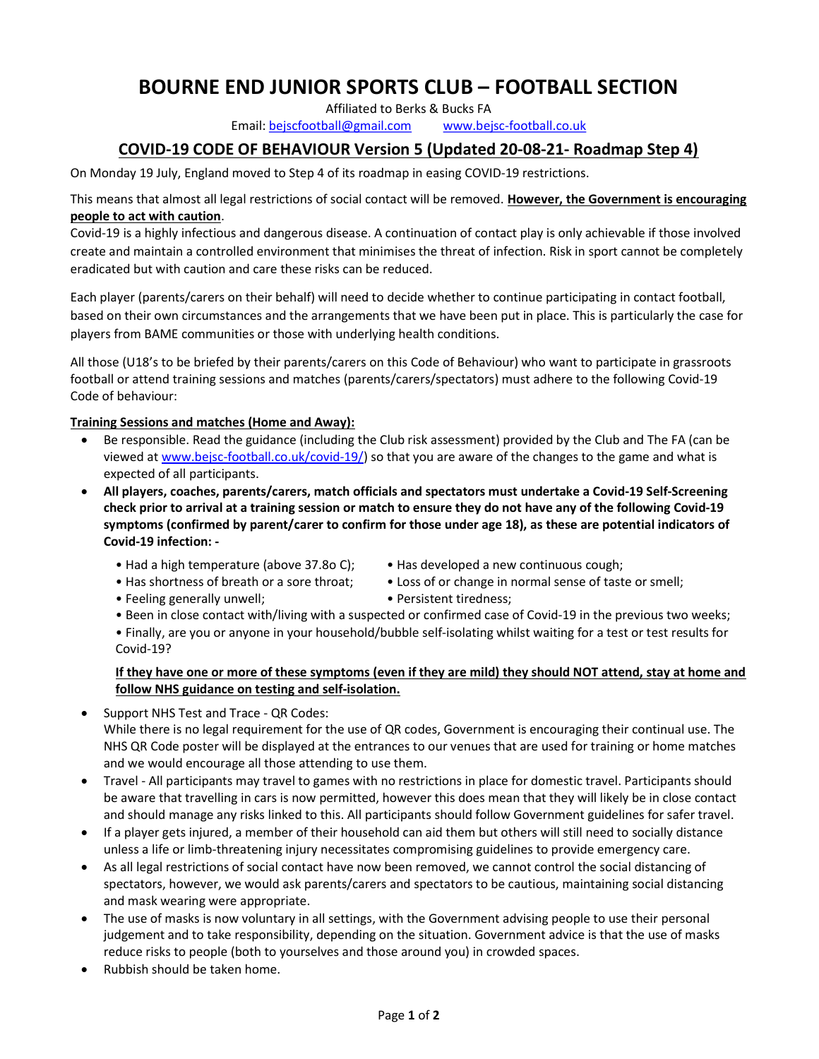# BOURNE END JUNIOR SPORTS CLUB – FOOTBALL SECTION

Affiliated to Berks & Bucks FA

Email: bejscfootball@gmail.com www.bejsc-football.co.uk

## COVID-19 CODE OF BEHAVIOUR Version 5 (Updated 20-08-21- Roadmap Step 4)

On Monday 19 July, England moved to Step 4 of its roadmap in easing COVID-19 restrictions.

This means that almost all legal restrictions of social contact will be removed. **However, the Government is encouraging people to act with caution**.

Covid-19 is a highly infectious and dangerous disease. A continuation of contact play is only achievable if those involved create and maintain a controlled environment that minimises the threat of infection. Risk in sport cannot be completely eradicated but with caution and care these risks can be reduced.

Each player (parents/carers on their behalf) will need to decide whether to continue participating in contact football, based on their own circumstances and the arrangements that we have been put in place. This is particularly the case for players from BAME communities or those with underlying health conditions.

All those (U18's to be briefed by their parents/carers on this Code of Behaviour) who want to participate in grassroots football or attend training sessions and matches (parents/carers/spectators) must adhere to the following Covid-19 Code of behaviour:

**Training Sessions and matches (Home and Away):**

- Be responsible. Read the guidance (including the Club risk assessment) provided by the Club and The FA (can be viewed at www.bejsc-football.co.uk/covid-19/) so that you are aware of the changes to the game and what is expected of all participants.
- **All players, coaches, parents/carers, match officials and spectators must undertake a Covid-19 Self-Screening check prior to arrival at a training session or match to ensure they do not have any of the following Covid-19 symptoms (confirmed by parent/carer to confirm for those under age 18), as these are potential indicators of Covid-19 infection: -**
  - Had a high temperature (above 37.8o C);
  - Has developed a new continuous cough;
  - Has shortness of breath or a sore throat;
  - Loss of or change in normal sense of taste or smell;
  - Feeling generally unwell;
  - Persistent tiredness;
  - Been in close contact with/living with a suspected or confirmed case of Covid-19 in the previous two weeks;
  - Finally, are you or anyone in your household/bubble self-isolating whilst waiting for a test or test results for Covid-19?

  **If they have one or more of these symptoms (even if they are mild) they should NOT attend, stay at home and follow NHS guidance on testing and self-isolation.**

- Support NHS Test and Trace - QR Codes:
  While there is no legal requirement for the use of QR codes, Government is encouraging their continual use. The NHS QR Code poster will be displayed at the entrances to our venues that are used for training or home matches and we would encourage all those attending to use them.
- Travel - All participants may travel to games with no restrictions in place for domestic travel. Participants should be aware that travelling in cars is now permitted, however this does mean that they will likely be in close contact and should manage any risks linked to this. All participants should follow Government guidelines for safer travel.
- If a player gets injured, a member of their household can aid them but others will still need to socially distance unless a life or limb-threatening injury necessitates compromising guidelines to provide emergency care.
- As all legal restrictions of social contact have now been removed, we cannot control the social distancing of spectators, however, we would ask parents/carers and spectators to be cautious, maintaining social distancing and mask wearing were appropriate.
- The use of masks is now voluntary in all settings, with the Government advising people to use their personal judgement and to take responsibility, depending on the situation. Government advice is that the use of masks reduce risks to people (both to yourselves and those around you) in crowded spaces.
- Rubbish should be taken home.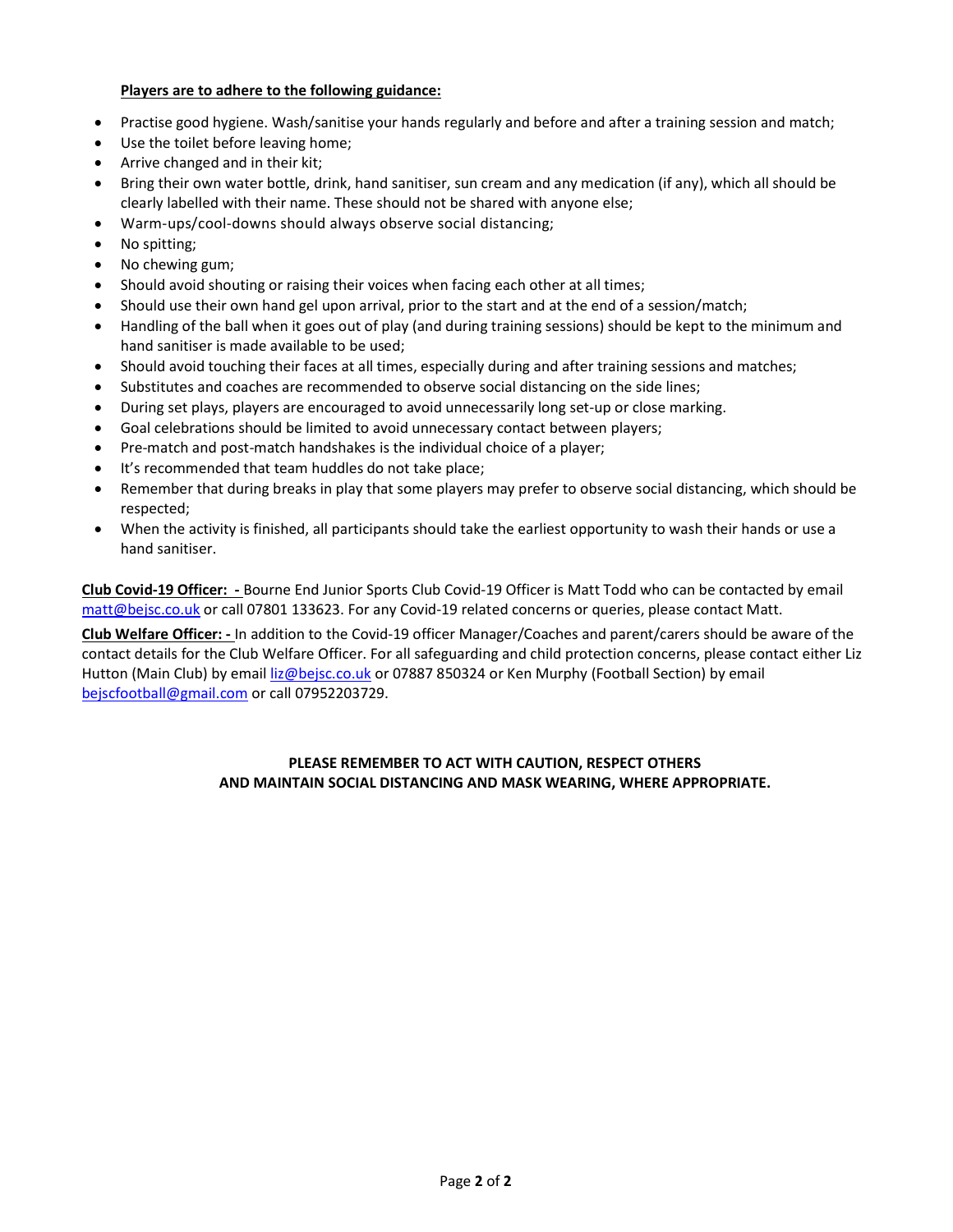**Players are to adhere to the following guidance:**

- Practise good hygiene. Wash/sanitise your hands regularly and before and after a training session and match;
- Use the toilet before leaving home;
- Arrive changed and in their kit;
- Bring their own water bottle, drink, hand sanitiser, sun cream and any medication (if any), which all should be clearly labelled with their name. These should not be shared with anyone else;
- Warm-ups/cool-downs should always observe social distancing;
- No spitting;
- No chewing gum;
- Should avoid shouting or raising their voices when facing each other at all times;
- Should use their own hand gel upon arrival, prior to the start and at the end of a session/match;
- Handling of the ball when it goes out of play (and during training sessions) should be kept to the minimum and hand sanitiser is made available to be used;
- Should avoid touching their faces at all times, especially during and after training sessions and matches;
- Substitutes and coaches are recommended to observe social distancing on the side lines;
- During set plays, players are encouraged to avoid unnecessarily long set-up or close marking.
- Goal celebrations should be limited to avoid unnecessary contact between players;
- Pre-match and post-match handshakes is the individual choice of a player;
- It's recommended that team huddles do not take place;
- Remember that during breaks in play that some players may prefer to observe social distancing, which should be respected;
- When the activity is finished, all participants should take the earliest opportunity to wash their hands or use a hand sanitiser.

**Club Covid-19 Officer: -** Bourne End Junior Sports Club Covid-19 Officer is Matt Todd who can be contacted by email matt@bejsc.co.uk or call 07801 133623. For any Covid-19 related concerns or queries, please contact Matt.

**Club Welfare Officer: -** In addition to the Covid-19 officer Manager/Coaches and parent/carers should be aware of the contact details for the Club Welfare Officer. For all safeguarding and child protection concerns, please contact either Liz Hutton (Main Club) by email liz@bejsc.co.uk or 07887 850324 or Ken Murphy (Football Section) by email bejscfootball@gmail.com or call 07952203729.

**PLEASE REMEMBER TO ACT WITH CAUTION, RESPECT OTHERS AND MAINTAIN SOCIAL DISTANCING AND MASK WEARING, WHERE APPROPRIATE.**